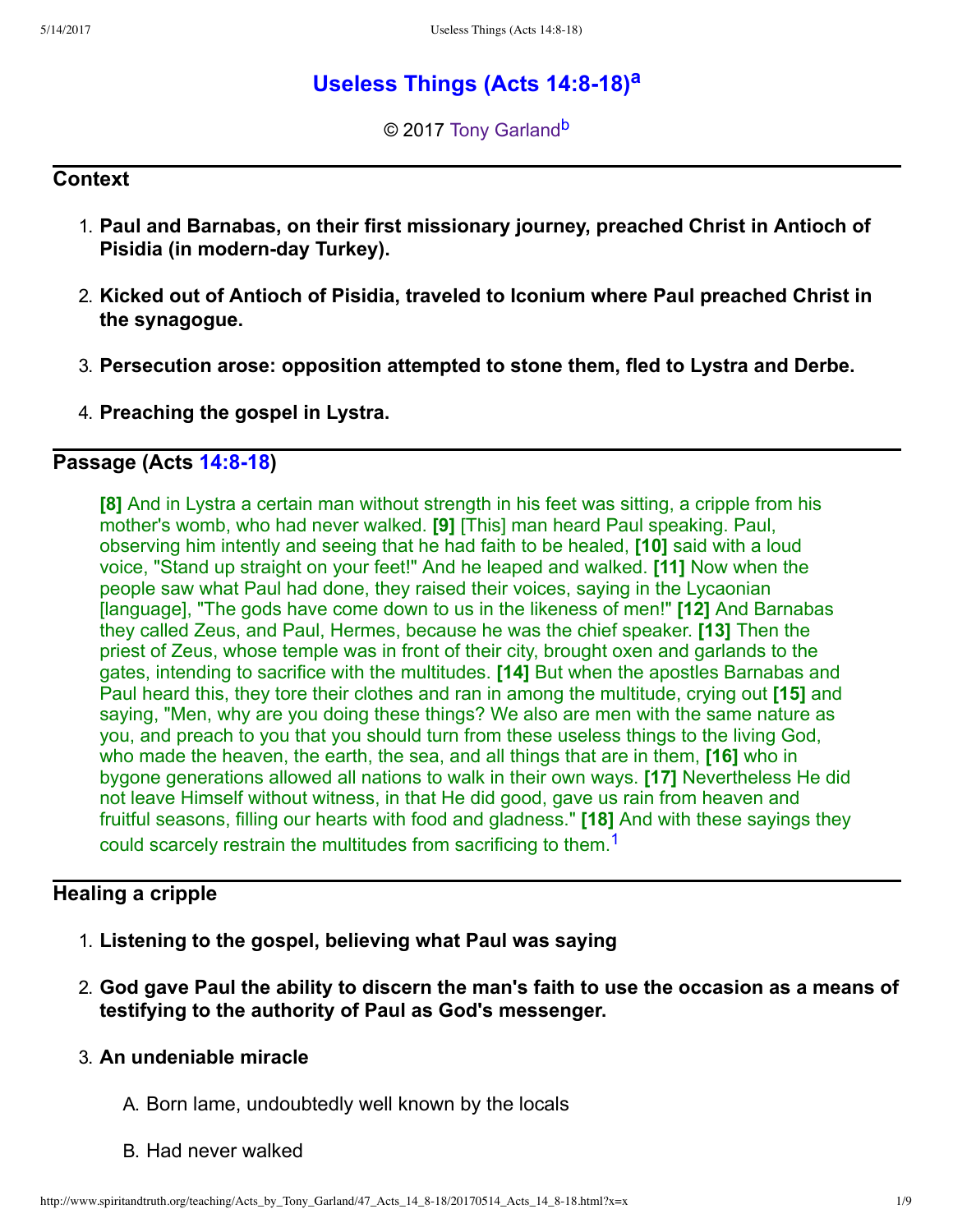# Useless Things (Acts 14:8-18)[a]

© 2017 Tony Garland[b]

## Context

1. **Paul and Barnabas, on their first missionary journey, preached Christ in Antioch of Pisidia (in modern-day Turkey).**
2. **Kicked out of Antioch of Pisidia, traveled to Iconium where Paul preached Christ in the synagogue.**
3. **Persecution arose: opposition attempted to stone them, fled to Lystra and Derbe.**
4. **Preaching the gospel in Lystra.**

## Passage (Acts 14:8-18)

> **[8]** And in Lystra a certain man without strength in his feet was sitting, a cripple from his mother's womb, who had never walked. **[9]** [This] man heard Paul speaking. Paul, observing him intently and seeing that he had faith to be healed, **[10]** said with a loud voice, "Stand up straight on your feet!" And he leaped and walked. **[11]** Now when the people saw what Paul had done, they raised their voices, saying in the Lycaonian [language], "The gods have come down to us in the likeness of men!" **[12]** And Barnabas they called Zeus, and Paul, Hermes, because he was the chief speaker. **[13]** Then the priest of Zeus, whose temple was in front of their city, brought oxen and garlands to the gates, intending to sacrifice with the multitudes. **[14]** But when the apostles Barnabas and Paul heard this, they tore their clothes and ran in among the multitude, crying out **[15]** and saying, "Men, why are you doing these things? We also are men with the same nature as you, and preach to you that you should turn from these useless things to the living God, who made the heaven, the earth, the sea, and all things that are in them, **[16]** who in bygone generations allowed all nations to walk in their own ways. **[17]** Nevertheless He did not leave Himself without witness, in that He did good, gave us rain from heaven and fruitful seasons, filling our hearts with food and gladness." **[18]** And with these sayings they could scarcely restrain the multitudes from sacrificing to them.[1]

## Healing a cripple

1. **Listening to the gospel, believing what Paul was saying**
2. **God gave Paul the ability to discern the man's faith to use the occasion as a means of testifying to the authority of Paul as God's messenger.**
3. **An undeniable miracle**
   A. Born lame, undoubtedly well known by the locals
   B. Had never walked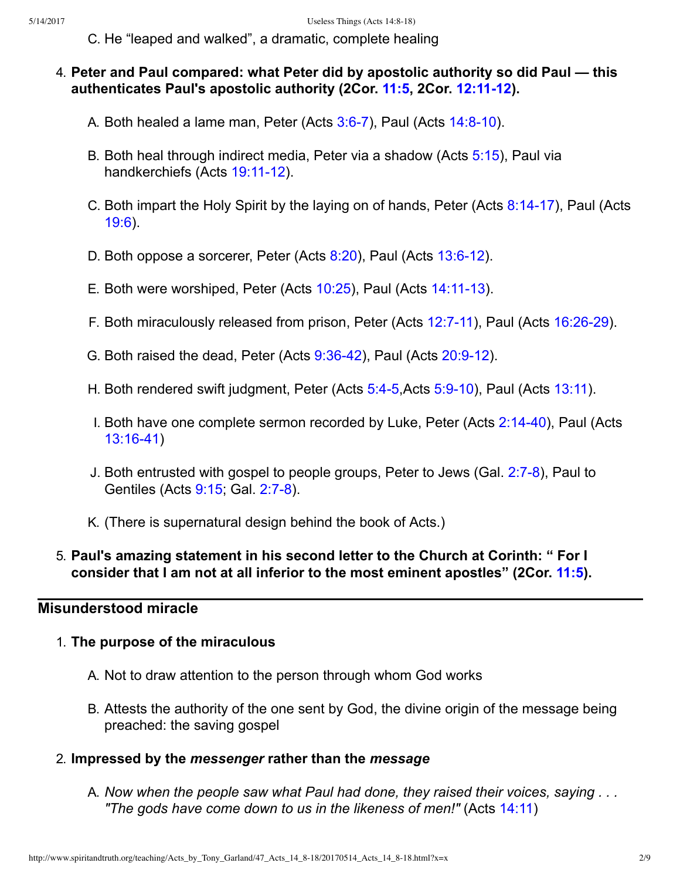C. He “leaped and walked”, a dramatic, complete healing

4. **Peter and Paul compared: what Peter did by apostolic authority so did Paul — this authenticates Paul's apostolic authority (2Cor. 11:5, 2Cor. 12:11-12).**

   A. Both healed a lame man, Peter (Acts 3:6-7), Paul (Acts 14:8-10).

   B. Both heal through indirect media, Peter via a shadow (Acts 5:15), Paul via handkerchiefs (Acts 19:11-12).

   C. Both impart the Holy Spirit by the laying on of hands, Peter (Acts 8:14-17), Paul (Acts 19:6).

   D. Both oppose a sorcerer, Peter (Acts 8:20), Paul (Acts 13:6-12).

   E. Both were worshiped, Peter (Acts 10:25), Paul (Acts 14:11-13).

   F. Both miraculously released from prison, Peter (Acts 12:7-11), Paul (Acts 16:26-29).

   G. Both raised the dead, Peter (Acts 9:36-42), Paul (Acts 20:9-12).

   H. Both rendered swift judgment, Peter (Acts 5:4-5,Acts 5:9-10), Paul (Acts 13:11).

   I. Both have one complete sermon recorded by Luke, Peter (Acts 2:14-40), Paul (Acts 13:16-41)

   J. Both entrusted with gospel to people groups, Peter to Jews (Gal. 2:7-8), Paul to Gentiles (Acts 9:15; Gal. 2:7-8).

   K. (There is supernatural design behind the book of Acts.)

5. **Paul's amazing statement in his second letter to the Church at Corinth: “ For I consider that I am not at all inferior to the most eminent apostles” (2Cor. 11:5).**

## Misunderstood miracle

1. **The purpose of the miraculous**

   A. Not to draw attention to the person through whom God works

   B. Attests the authority of the one sent by God, the divine origin of the message being preached: the saving gospel

2. **Impressed by the *messenger* rather than the *message***

   A. *Now when the people saw what Paul had done, they raised their voices, saying . . . "The gods have come down to us in the likeness of men!"* (Acts 14:11)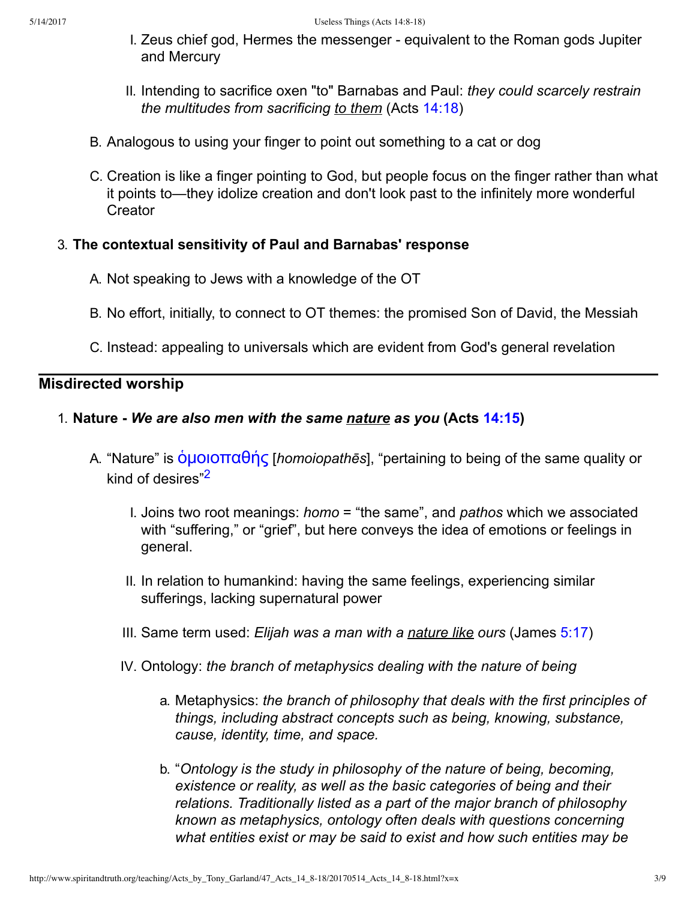I. Zeus chief god, Hermes the messenger - equivalent to the Roman gods Jupiter and Mercury

II. Intending to sacrifice oxen "to" Barnabas and Paul: *they could scarcely restrain the multitudes from sacrificing to them* (Acts 14:18)

B. Analogous to using your finger to point out something to a cat or dog

C. Creation is like a finger pointing to God, but people focus on the finger rather than what it points to—they idolize creation and don't look past to the infinitely more wonderful Creator

3. **The contextual sensitivity of Paul and Barnabas' response**

A. Not speaking to Jews with a knowledge of the OT

B. No effort, initially, to connect to OT themes: the promised Son of David, the Messiah

C. Instead: appealing to universals which are evident from God's general revelation

---

## Misdirected worship

1. **Nature - *We are also men with the same nature as you* (Acts 14:15)**

A. "Nature" is ὁμοιοπαθής [*homoiopathēs*], "pertaining to being of the same quality or kind of desires"[2]

I. Joins two root meanings: *homo* = "the same", and *pathos* which we associated with "suffering," or "grief", but here conveys the idea of emotions or feelings in general.

II. In relation to humankind: having the same feelings, experiencing similar sufferings, lacking supernatural power

III. Same term used: *Elijah was a man with a nature like ours* (James 5:17)

IV. Ontology: *the branch of metaphysics dealing with the nature of being*

a. Metaphysics: *the branch of philosophy that deals with the first principles of things, including abstract concepts such as being, knowing, substance, cause, identity, time, and space.*

b. "*Ontology is the study in philosophy of the nature of being, becoming, existence or reality, as well as the basic categories of being and their relations. Traditionally listed as a part of the major branch of philosophy known as metaphysics, ontology often deals with questions concerning what entities exist or may be said to exist and how such entities may be*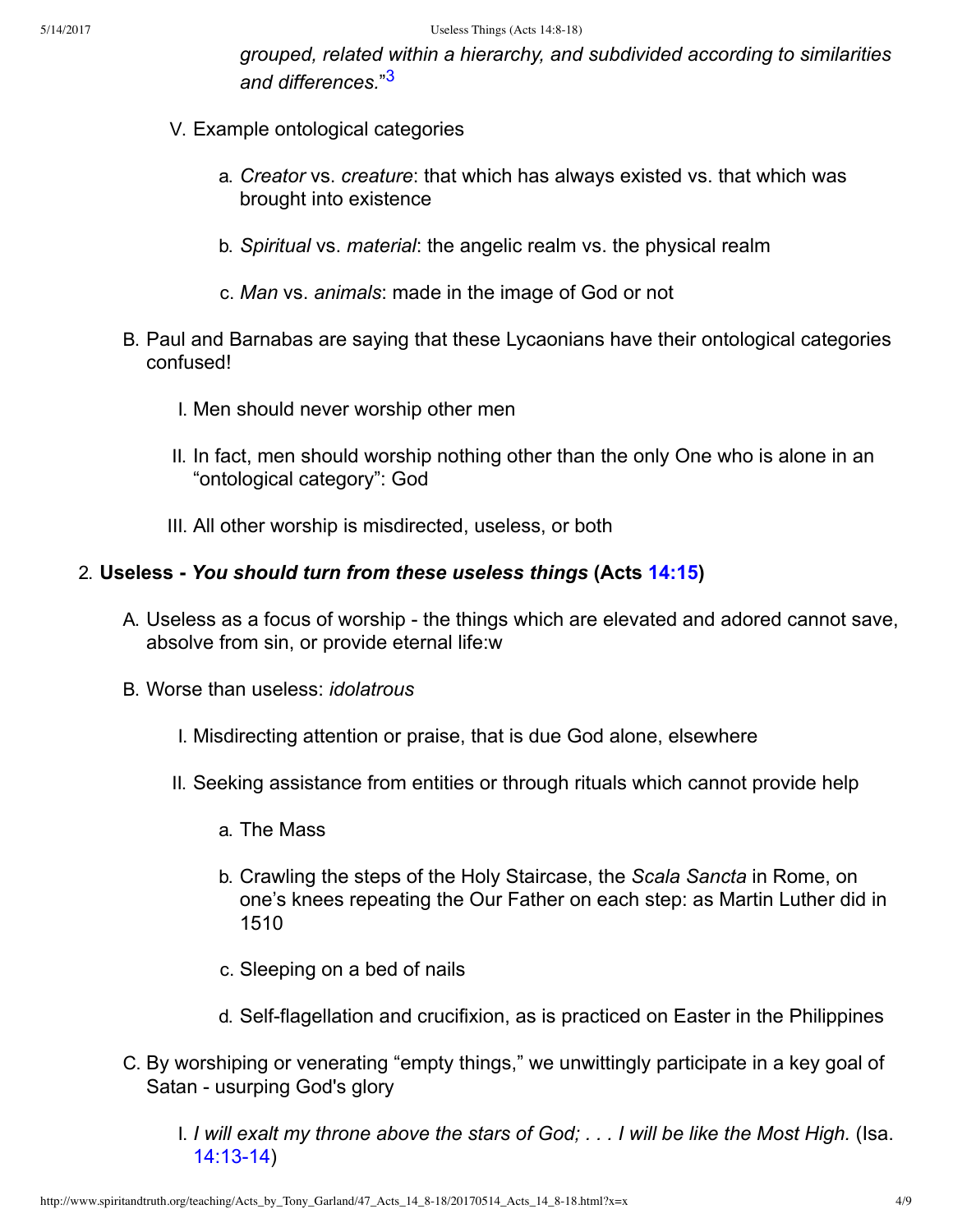*grouped, related within a hierarchy, and subdivided according to similarities and differences.*"[3]

V. Example ontological categories

   a. *Creator* vs. *creature*: that which has always existed vs. that which was brought into existence

   b. *Spiritual* vs. *material*: the angelic realm vs. the physical realm

   c. *Man* vs. *animals*: made in the image of God or not

B. Paul and Barnabas are saying that these Lycaonians have their ontological categories confused!

   I. Men should never worship other men

   II. In fact, men should worship nothing other than the only One who is alone in an "ontological category": God

   III. All other worship is misdirected, useless, or both

2. **Useless - *You should turn from these useless things* (Acts 14:15)**

   A. Useless as a focus of worship - the things which are elevated and adored cannot save, absolve from sin, or provide eternal life:w

   B. Worse than useless: *idolatrous*

      I. Misdirecting attention or praise, that is due God alone, elsewhere

      II. Seeking assistance from entities or through rituals which cannot provide help

         a. The Mass

         b. Crawling the steps of the Holy Staircase, the *Scala Sancta* in Rome, on one's knees repeating the Our Father on each step: as Martin Luther did in 1510

         c. Sleeping on a bed of nails

         d. Self-flagellation and crucifixion, as is practiced on Easter in the Philippines

   C. By worshiping or venerating "empty things," we unwittingly participate in a key goal of Satan - usurping God's glory

      I. *I will exalt my throne above the stars of God; . . . I will be like the Most High.* (Isa. 14:13-14)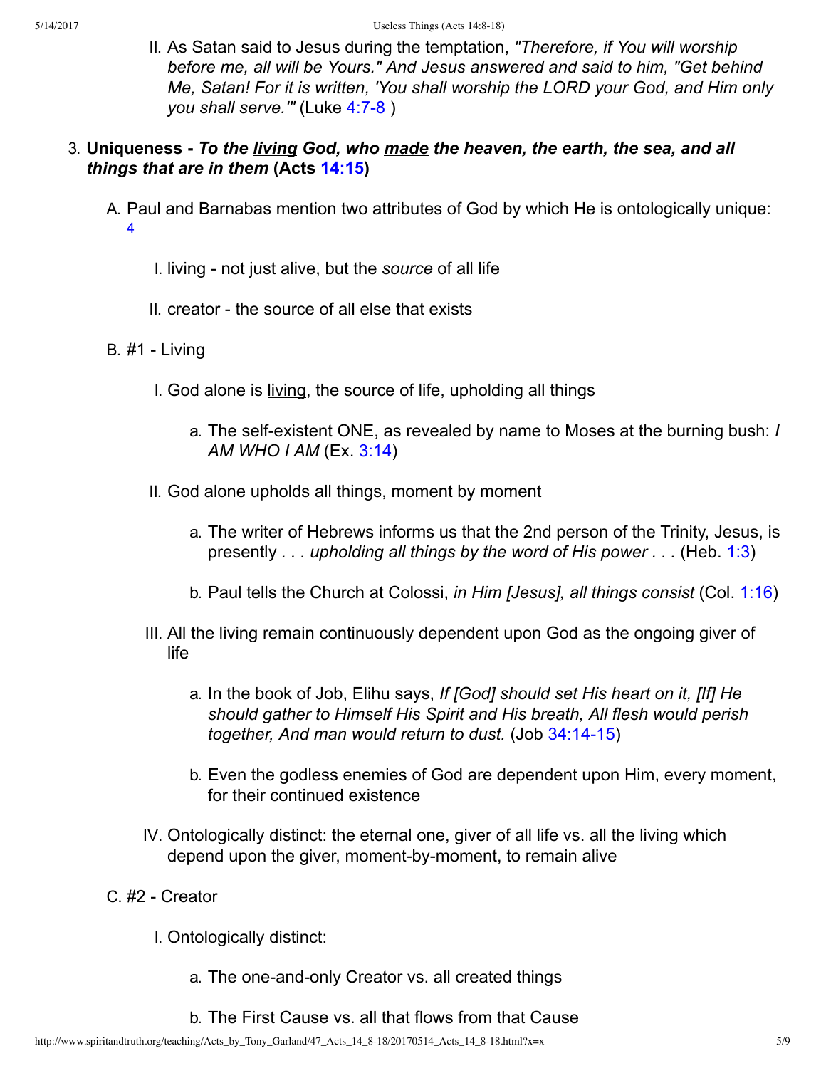II. As Satan said to Jesus during the temptation, *"Therefore, if You will worship before me, all will be Yours." And Jesus answered and said to him, "Get behind Me, Satan! For it is written, 'You shall worship the LORD your God, and Him only you shall serve.'"* (Luke 4:7-8 )

3. **Uniqueness - *To the <u>living</u> God, who <u>made</u> the heaven, the earth, the sea, and all things that are in them* (Acts 14:15)**

   A. Paul and Barnabas mention two attributes of God by which He is ontologically unique: [4]

      I. living - not just alive, but the *source* of all life

      II. creator - the source of all else that exists

   B. #1 - Living

      I. God alone is <u>living</u>, the source of life, upholding all things

         a. The self-existent ONE, as revealed by name to Moses at the burning bush: *I AM WHO I AM* (Ex. 3:14)

      II. God alone upholds all things, moment by moment

         a. The writer of Hebrews informs us that the 2nd person of the Trinity, Jesus, is presently *. . . upholding all things by the word of His power . . .* (Heb. 1:3)

         b. Paul tells the Church at Colossi, *in Him [Jesus], all things consist* (Col. 1:16)

      III. All the living remain continuously dependent upon God as the ongoing giver of life

         a. In the book of Job, Elihu says, *If [God] should set His heart on it, [If] He should gather to Himself His Spirit and His breath, All flesh would perish together, And man would return to dust.* (Job 34:14-15)

         b. Even the godless enemies of God are dependent upon Him, every moment, for their continued existence

      IV. Ontologically distinct: the eternal one, giver of all life vs. all the living which depend upon the giver, moment-by-moment, to remain alive

   C. #2 - Creator

      I. Ontologically distinct:

         a. The one-and-only Creator vs. all created things

         b. The First Cause vs. all that flows from that Cause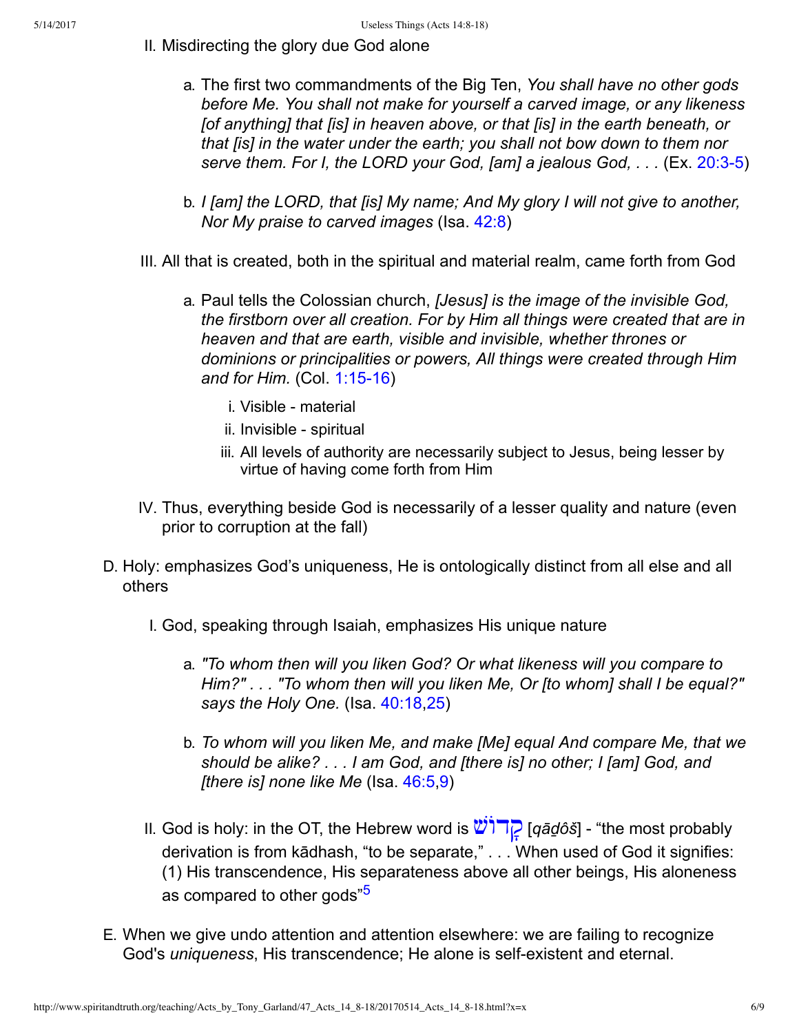II. Misdirecting the glory due God alone

   a. The first two commandments of the Big Ten, *You shall have no other gods before Me. You shall not make for yourself a carved image, or any likeness [of anything] that [is] in heaven above, or that [is] in the earth beneath, or that [is] in the water under the earth; you shall not bow down to them nor serve them. For I, the LORD your God, [am] a jealous God, . . .* (Ex. 20:3-5)

   b. *I [am] the LORD, that [is] My name; And My glory I will not give to another, Nor My praise to carved images* (Isa. 42:8)

III. All that is created, both in the spiritual and material realm, came forth from God

   a. Paul tells the Colossian church, *[Jesus] is the image of the invisible God, the firstborn over all creation. For by Him all things were created that are in heaven and that are earth, visible and invisible, whether thrones or dominions or principalities or powers, All things were created through Him and for Him.* (Col. 1:15-16)

      i. Visible - material
      ii. Invisible - spiritual
      iii. All levels of authority are necessarily subject to Jesus, being lesser by virtue of having come forth from Him

IV. Thus, everything beside God is necessarily of a lesser quality and nature (even prior to corruption at the fall)

D. Holy: emphasizes God's uniqueness, He is ontologically distinct from all else and all others

I. God, speaking through Isaiah, emphasizes His unique nature

   a. *"To whom then will you liken God? Or what likeness will you compare to Him?" . . . "To whom then will you liken Me, Or [to whom] shall I be equal?" says the Holy One.* (Isa. 40:18,25)

   b. *To whom will you liken Me, and make [Me] equal And compare Me, that we should be alike? . . . I am God, and [there is] no other; I [am] God, and [there is] none like Me* (Isa. 46:5,9)

II. God is holy: in the OT, the Hebrew word is קָדוֹשׁ [*qāḏôš*] - "the most probably derivation is from kādhash, "to be separate," . . . When used of God it signifies: (1) His transcendence, His separateness above all other beings, His aloneness as compared to other gods"[5]

E. When we give undo attention and attention elsewhere: we are failing to recognize God's *uniqueness*, His transcendence; He alone is self-existent and eternal.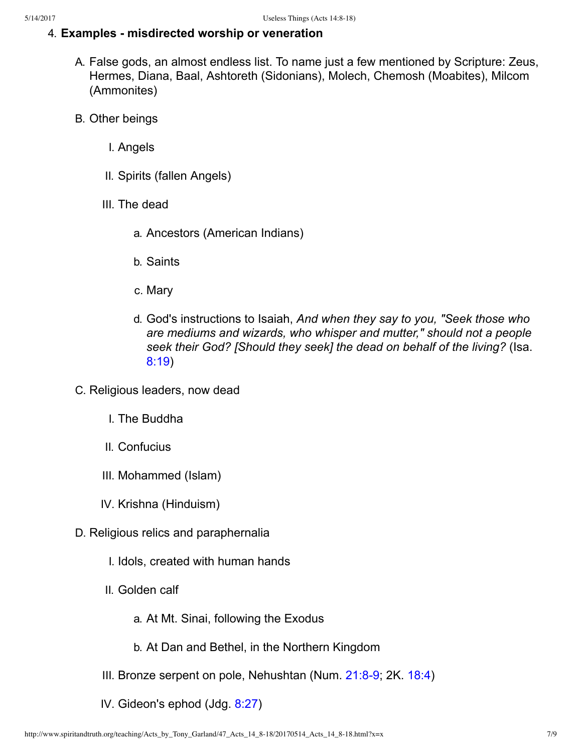4. **Examples - misdirected worship or veneration**

    A. False gods, an almost endless list. To name just a few mentioned by Scripture: Zeus, Hermes, Diana, Baal, Ashtoreth (Sidonians), Molech, Chemosh (Moabites), Milcom (Ammonites)

    B. Other beings

        I. Angels

        II. Spirits (fallen Angels)

        III. The dead

            a. Ancestors (American Indians)

            b. Saints

            c. Mary

            d. God's instructions to Isaiah, *And when they say to you, "Seek those who are mediums and wizards, who whisper and mutter," should not a people seek their God? [Should they seek] the dead on behalf of the living?* (Isa. 8:19)

    C. Religious leaders, now dead

        I. The Buddha

        II. Confucius

        III. Mohammed (Islam)

        IV. Krishna (Hinduism)

    D. Religious relics and paraphernalia

        I. Idols, created with human hands

        II. Golden calf

            a. At Mt. Sinai, following the Exodus

            b. At Dan and Bethel, in the Northern Kingdom

        III. Bronze serpent on pole, Nehushtan (Num. 21:8-9; 2K. 18:4)

        IV. Gideon's ephod (Jdg. 8:27)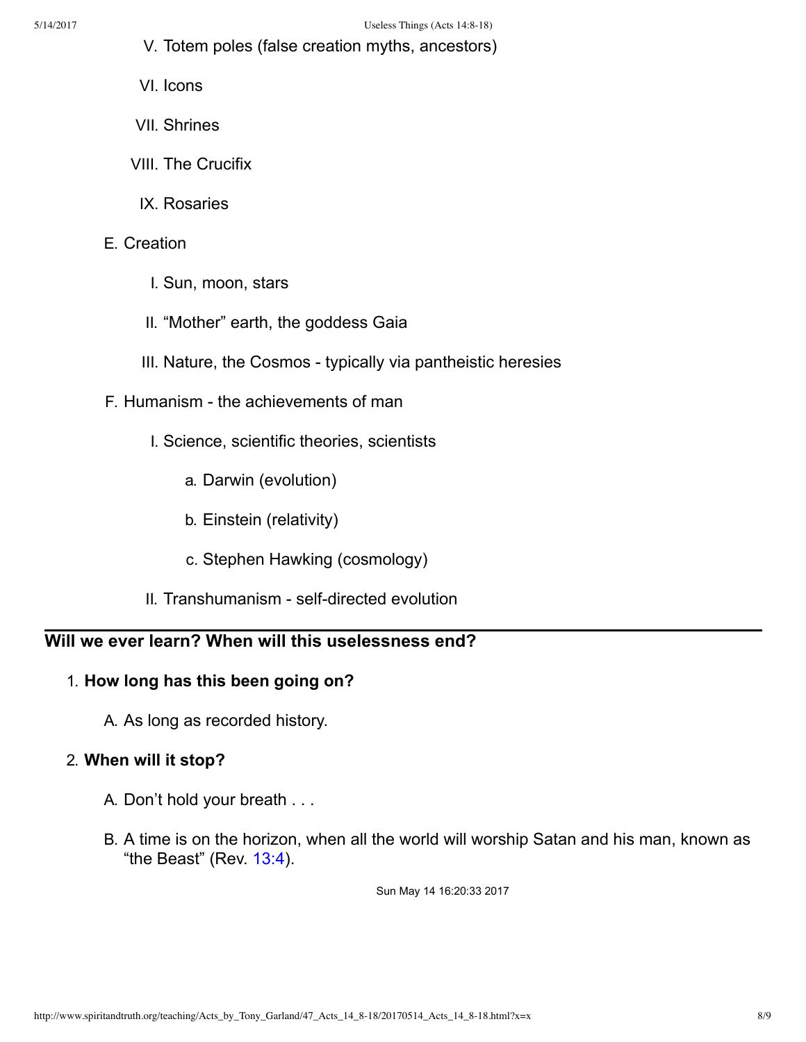- V. Totem poles (false creation myths, ancestors)
- VI. Icons
- VII. Shrines
- VIII. The Crucifix
- IX. Rosaries

E. Creation

- I. Sun, moon, stars
- II. “Mother” earth, the goddess Gaia
- III. Nature, the Cosmos - typically via pantheistic heresies

F. Humanism - the achievements of man

- I. Science, scientific theories, scientists
    - a. Darwin (evolution)
    - b. Einstein (relativity)
    - c. Stephen Hawking (cosmology)
- II. Transhumanism - self-directed evolution

---

### Will we ever learn? When will this uselessness end?

1. **How long has this been going on?**

    A. As long as recorded history.

2. **When will it stop?**

    A. Don’t hold your breath . . .

    B. A time is on the horizon, when all the world will worship Satan and his man, known as “the Beast” (Rev. 13:4).

Sun May 14 16:20:33 2017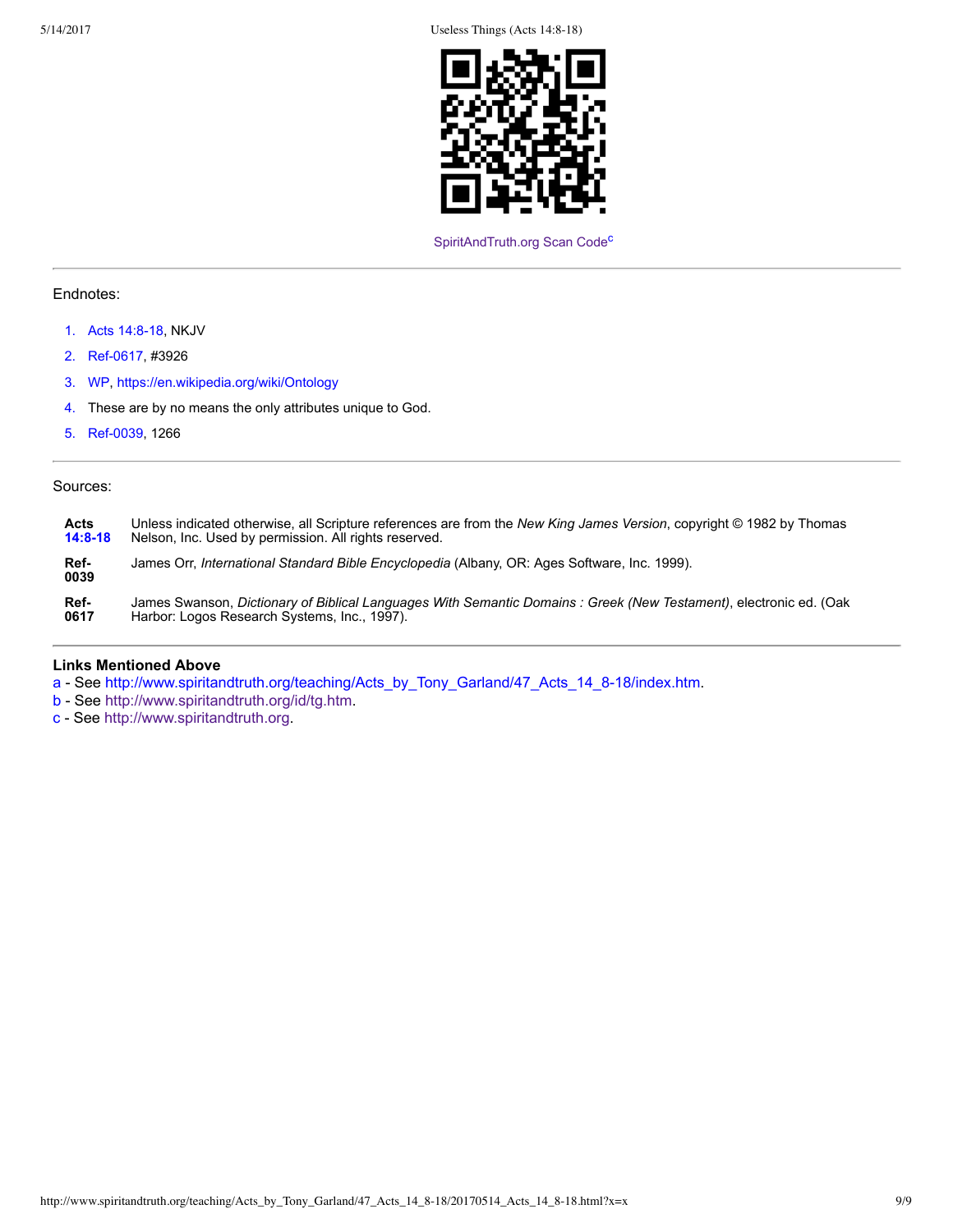SpiritAndTruth.org Scan Code[c]

---

Endnotes:

1. Acts 14:8-18, NKJV
2. Ref-0617, #3926
3. WP, https://en.wikipedia.org/wiki/Ontology
4. These are by no means the only attributes unique to God.
5. Ref-0039, 1266

---

Sources:

| | |
|---|---|
| **Acts 14:8-18** | Unless indicated otherwise, all Scripture references are from the *New King James Version*, copyright © 1982 by Thomas Nelson, Inc. Used by permission. All rights reserved. |
| **Ref-0039** | James Orr, *International Standard Bible Encyclopedia* (Albany, OR: Ages Software, Inc. 1999). |
| **Ref-0617** | James Swanson, *Dictionary of Biblical Languages With Semantic Domains : Greek (New Testament)*, electronic ed. (Oak Harbor: Logos Research Systems, Inc., 1997). |

---

**Links Mentioned Above**

a - See http://www.spiritandtruth.org/teaching/Acts_by_Tony_Garland/47_Acts_14_8-18/index.htm.
b - See http://www.spiritandtruth.org/id/tg.htm.
c - See http://www.spiritandtruth.org.